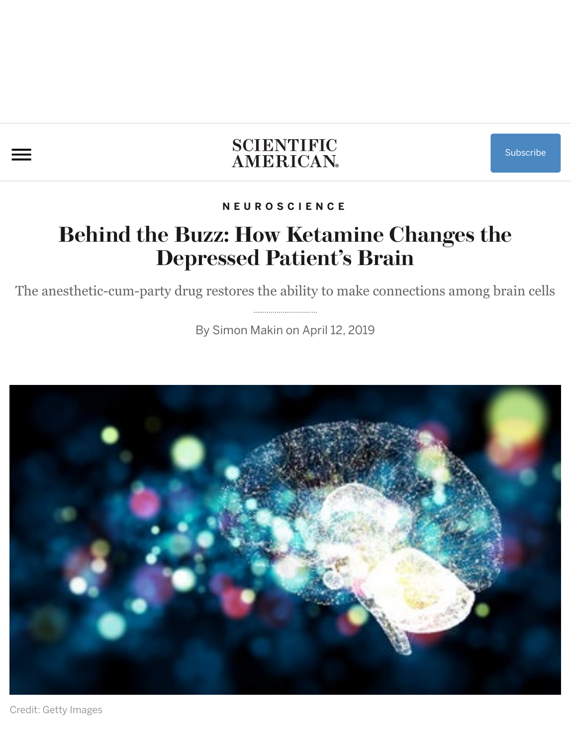NEUROSCIENCE

# Behind the Buzz: How Ketamine Changes the Depressed Patient's Brain

The anesthetic-cum-party drug restores the ability to make connections among brain cells

By Simon Makin on April 12, 2019

Credit: Getty Images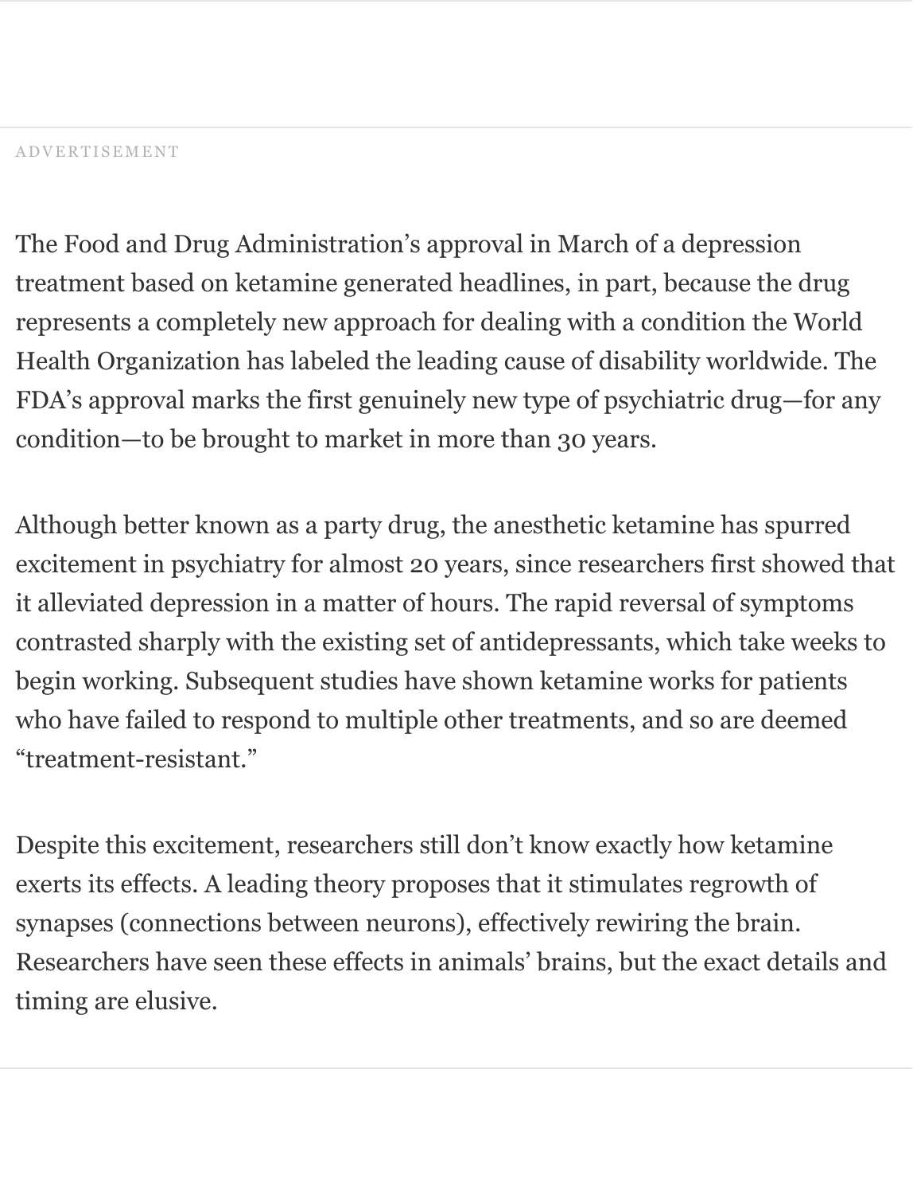The Food and Drug Administration's approval in March of a depression treatment based on ketamine generated headlines, in part, because the drug represents a completely new approach for dealing with a condition the World Health Organization has labeled the leading cause of disability worldwide. The FDA's approval marks the first genuinely new type of psychiatric drug—for any condition—to be brought to market in more than 30 years.

Although better known as a party drug, the anesthetic ketamine has spurred excitement in psychiatry for almost 20 years, since researchers first showed that it alleviated depression in a matter of hours. The rapid reversal of symptoms contrasted sharply with the existing set of antidepressants, which take weeks to begin working. Subsequent studies have shown ketamine works for patients who have failed to respond to multiple other treatments, and so are deemed "treatment-resistant."

Despite this excitement, researchers still don't know exactly how ketamine exerts its effects. A leading theory proposes that it stimulates regrowth of synapses (connections between neurons), effectively rewiring the brain. Researchers have seen these effects in animals' brains, but the exact details and timing are elusive.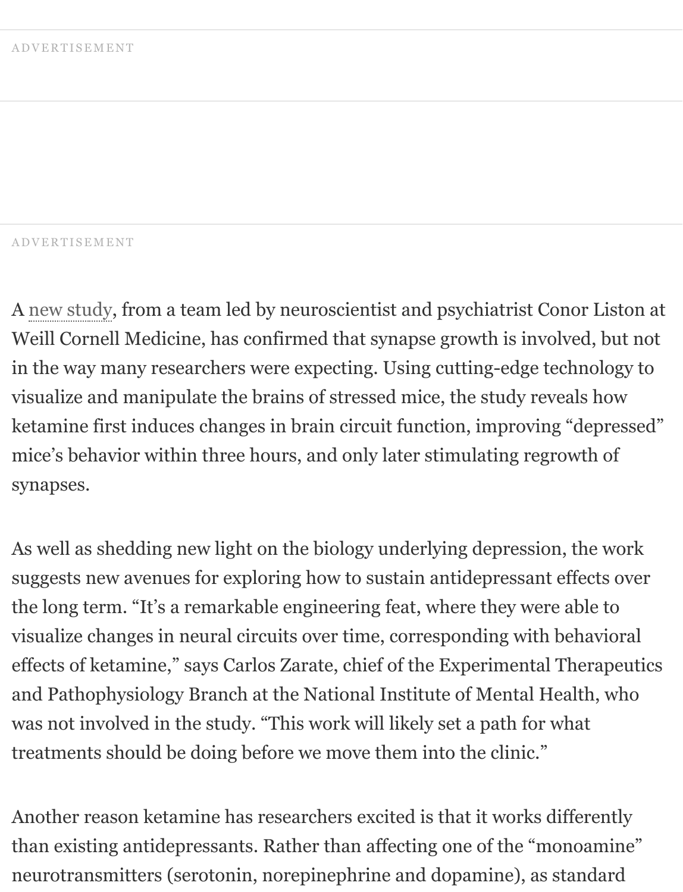A new study, from a team led by neuroscientist and psychiatrist Conor Liston at Weill Cornell Medicine, has confirmed that synapse growth is involved, but not in the way many researchers were expecting. Using cutting-edge technology to visualize and manipulate the brains of stressed mice, the study reveals how ketamine first induces changes in brain circuit function, improving "depressed" mice's behavior within three hours, and only later stimulating regrowth of synapses.

As well as shedding new light on the biology underlying depression, the work suggests new avenues for exploring how to sustain antidepressant effects over the long term. "It's a remarkable engineering feat, where they were able to visualize changes in neural circuits over time, corresponding with behavioral effects of ketamine," says Carlos Zarate, chief of the Experimental Therapeutics and Pathophysiology Branch at the National Institute of Mental Health, who was not involved in the study. "This work will likely set a path for what treatments should be doing before we move them into the clinic."

Another reason ketamine has researchers excited is that it works differently than existing antidepressants. Rather than affecting one of the "monoamine" neurotransmitters (serotonin, norepinephrine and dopamine), as standard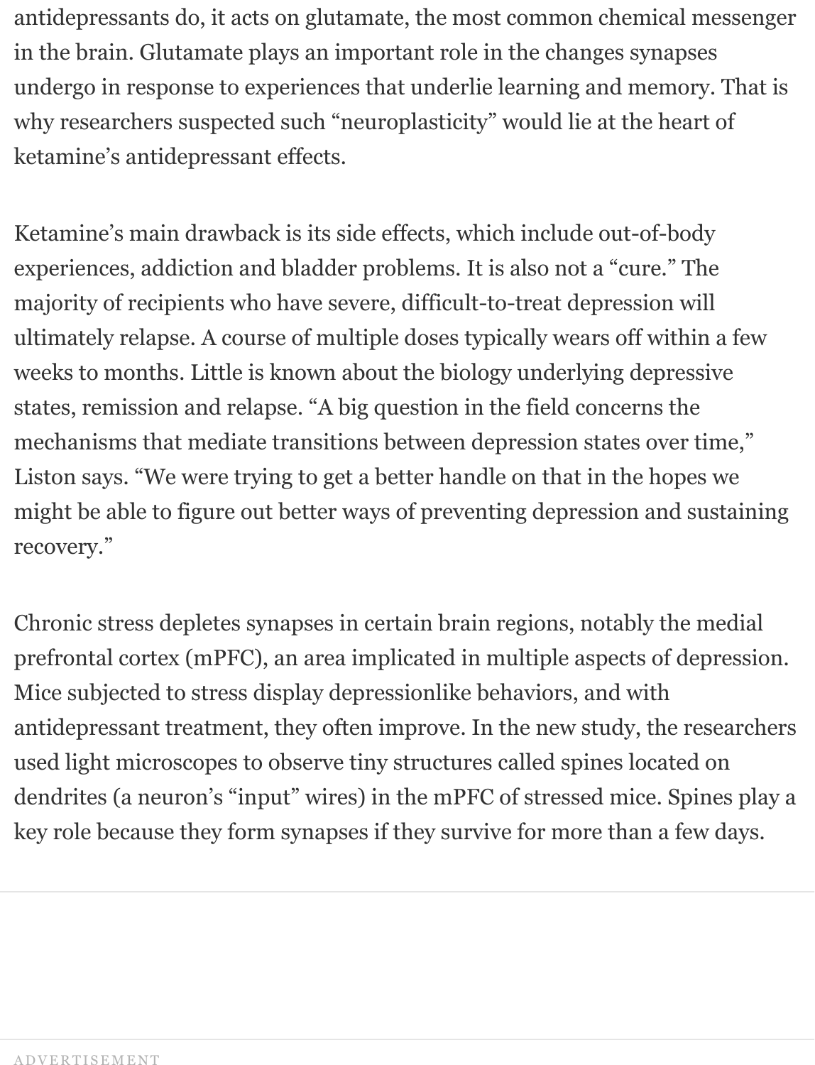antidepressants do, it acts on glutamate, the most common chemical messenger in the brain. Glutamate plays an important role in the changes synapses undergo in response to experiences that underlie learning and memory. That is why researchers suspected such "neuroplasticity" would lie at the heart of ketamine's antidepressant effects.

Ketamine's main drawback is its side effects, which include out-of-body experiences, addiction and bladder problems. It is also not a "cure." The majority of recipients who have severe, difficult-to-treat depression will ultimately relapse. A course of multiple doses typically wears off within a few weeks to months. Little is known about the biology underlying depressive states, remission and relapse. "A big question in the field concerns the mechanisms that mediate transitions between depression states over time," Liston says. "We were trying to get a better handle on that in the hopes we might be able to figure out better ways of preventing depression and sustaining recovery."

Chronic stress depletes synapses in certain brain regions, notably the medial prefrontal cortex (mPFC), an area implicated in multiple aspects of depression. Mice subjected to stress display depressionlike behaviors, and with antidepressant treatment, they often improve. In the new study, the researchers used light microscopes to observe tiny structures called spines located on dendrites (a neuron's "input" wires) in the mPFC of stressed mice. Spines play a key role because they form synapses if they survive for more than a few days.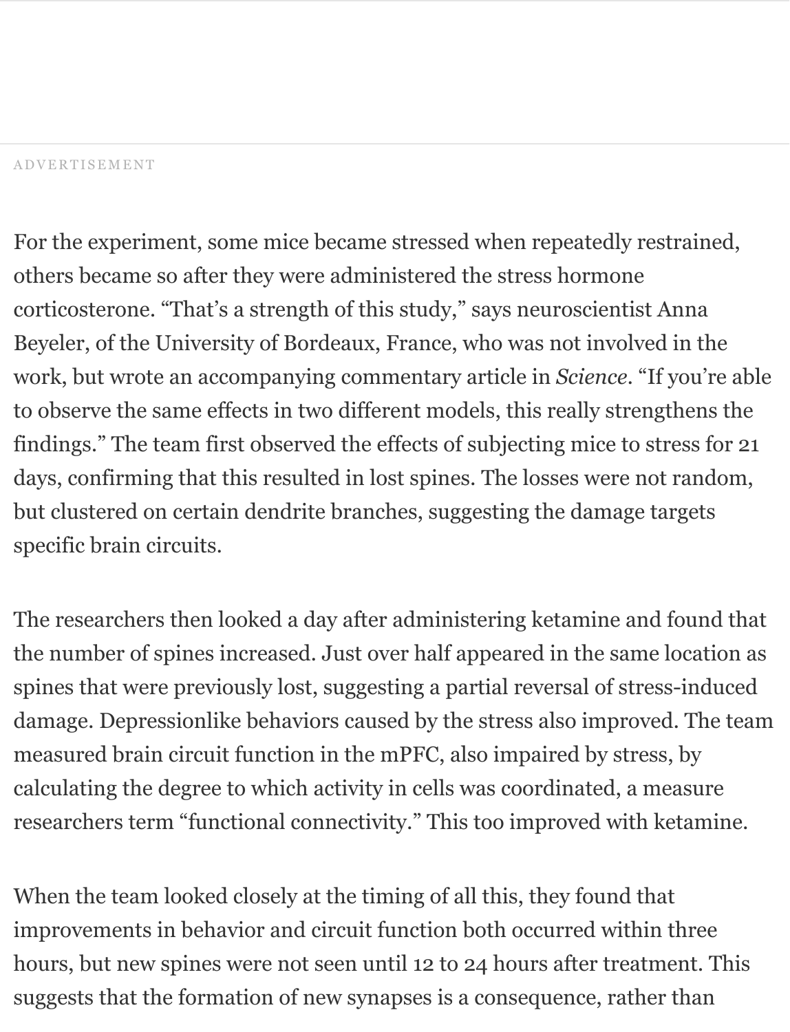For the experiment, some mice became stressed when repeatedly restrained, others became so after they were administered the stress hormone corticosterone. "That's a strength of this study," says neuroscientist Anna Beyeler, of the University of Bordeaux, France, who was not involved in the work, but wrote an accompanying commentary article in *Science*. "If you're able to observe the same effects in two different models, this really strengthens the findings." The team first observed the effects of subjecting mice to stress for 21 days, confirming that this resulted in lost spines. The losses were not random, but clustered on certain dendrite branches, suggesting the damage targets specific brain circuits.

The researchers then looked a day after administering ketamine and found that the number of spines increased. Just over half appeared in the same location as spines that were previously lost, suggesting a partial reversal of stress-induced damage. Depressionlike behaviors caused by the stress also improved. The team measured brain circuit function in the mPFC, also impaired by stress, by calculating the degree to which activity in cells was coordinated, a measure researchers term "functional connectivity." This too improved with ketamine.

When the team looked closely at the timing of all this, they found that improvements in behavior and circuit function both occurred within three hours, but new spines were not seen until 12 to 24 hours after treatment. This suggests that the formation of new synapses is a consequence, rather than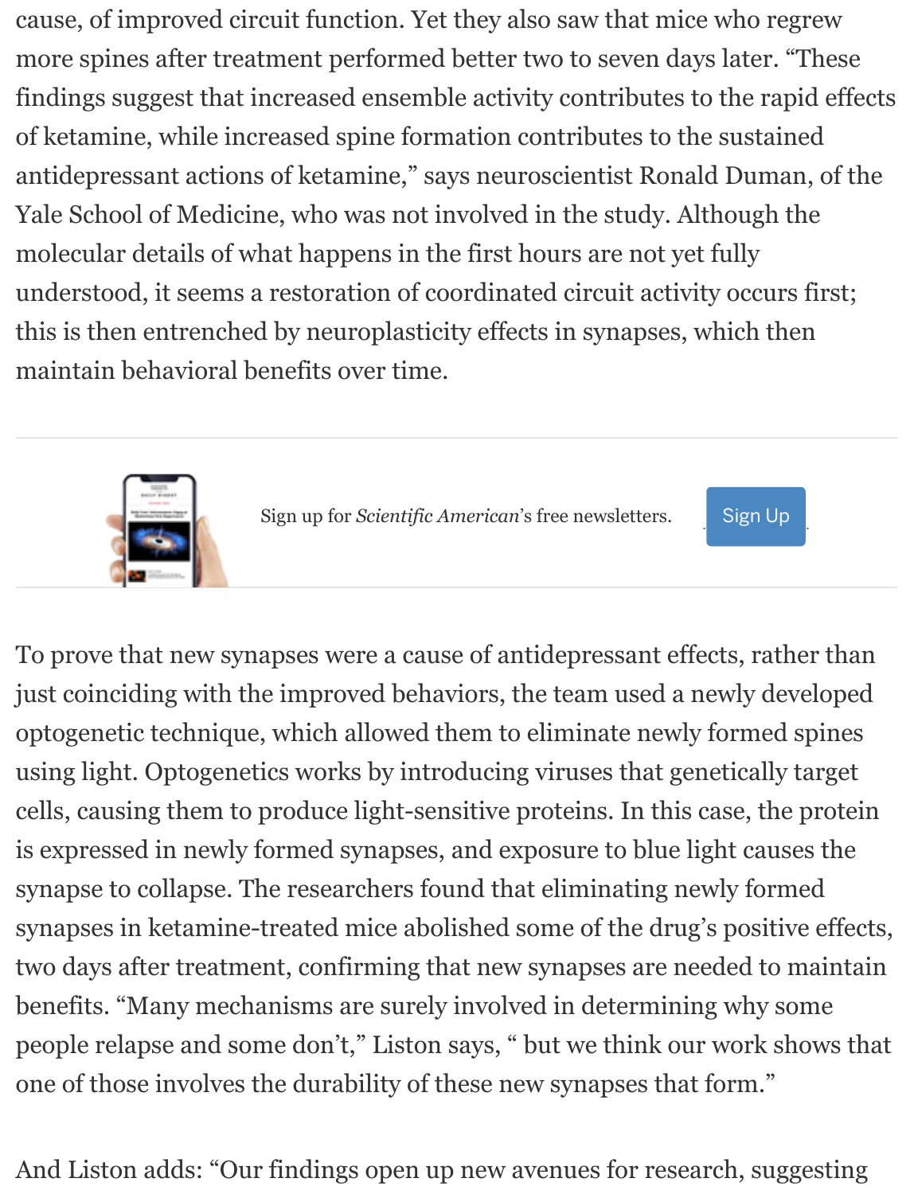cause, of improved circuit function. Yet they also saw that mice who regrew more spines after treatment performed better two to seven days later. "These findings suggest that increased ensemble activity contributes to the rapid effects of ketamine, while increased spine formation contributes to the sustained antidepressant actions of ketamine," says neuroscientist Ronald Duman, of the Yale School of Medicine, who was not involved in the study. Although the molecular details of what happens in the first hours are not yet fully understood, it seems a restoration of coordinated circuit activity occurs first; this is then entrenched by neuroplasticity effects in synapses, which then maintain behavioral benefits over time.

Sign up for *Scientific American*'s free newsletters. Sign Up

To prove that new synapses were a cause of antidepressant effects, rather than just coinciding with the improved behaviors, the team used a newly developed optogenetic technique, which allowed them to eliminate newly formed spines using light. Optogenetics works by introducing viruses that genetically target cells, causing them to produce light-sensitive proteins. In this case, the protein is expressed in newly formed synapses, and exposure to blue light causes the synapse to collapse. The researchers found that eliminating newly formed synapses in ketamine-treated mice abolished some of the drug's positive effects, two days after treatment, confirming that new synapses are needed to maintain benefits. "Many mechanisms are surely involved in determining why some people relapse and some don't," Liston says, " but we think our work shows that one of those involves the durability of these new synapses that form."

And Liston adds: "Our findings open up new avenues for research, suggesting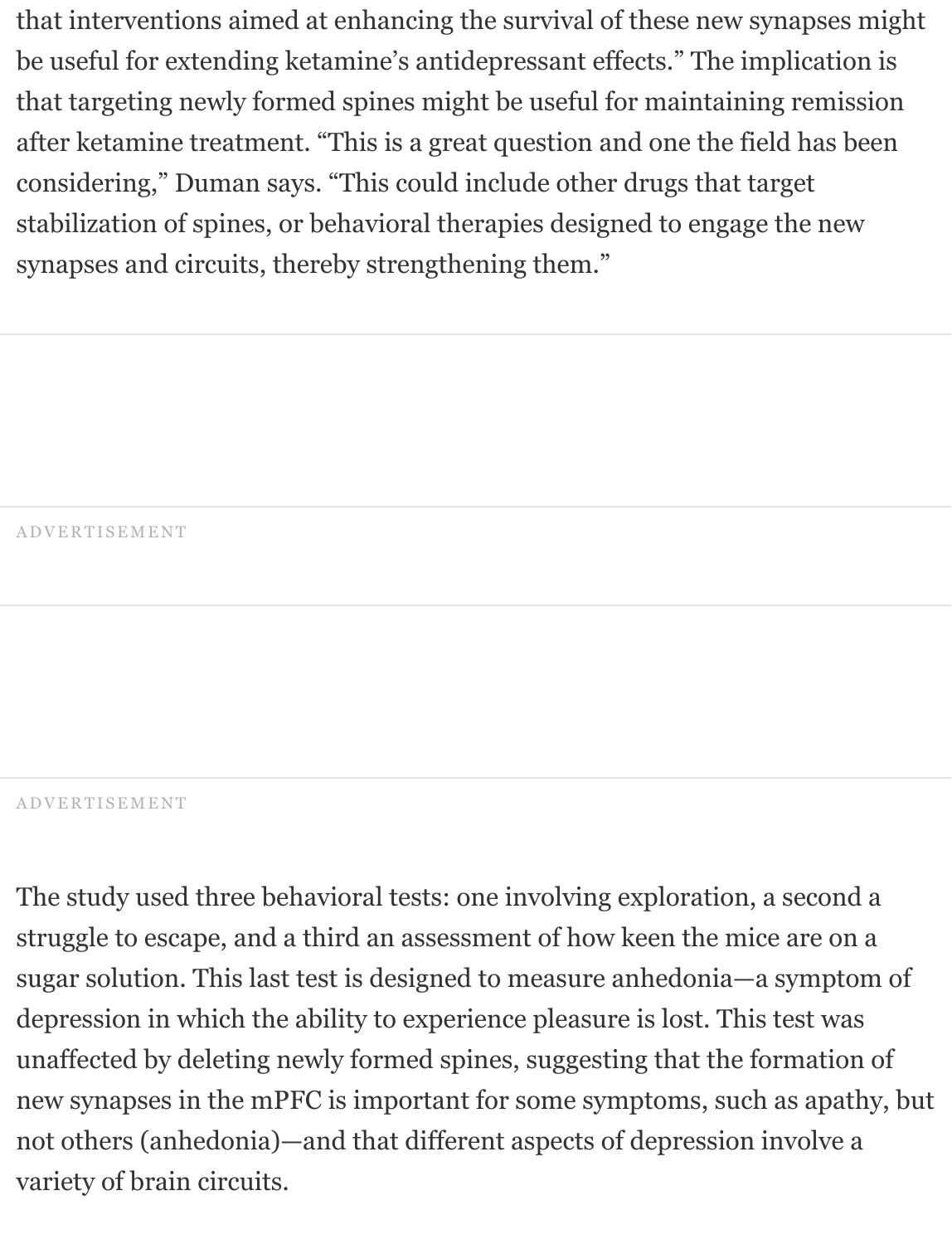that interventions aimed at enhancing the survival of these new synapses might be useful for extending ketamine's antidepressant effects." The implication is that targeting newly formed spines might be useful for maintaining remission after ketamine treatment. "This is a great question and one the field has been considering," Duman says. "This could include other drugs that target stabilization of spines, or behavioral therapies designed to engage the new synapses and circuits, thereby strengthening them."

The study used three behavioral tests: one involving exploration, a second a struggle to escape, and a third an assessment of how keen the mice are on a sugar solution. This last test is designed to measure anhedonia—a symptom of depression in which the ability to experience pleasure is lost. This test was unaffected by deleting newly formed spines, suggesting that the formation of new synapses in the mPFC is important for some symptoms, such as apathy, but not others (anhedonia)—and that different aspects of depression involve a variety of brain circuits.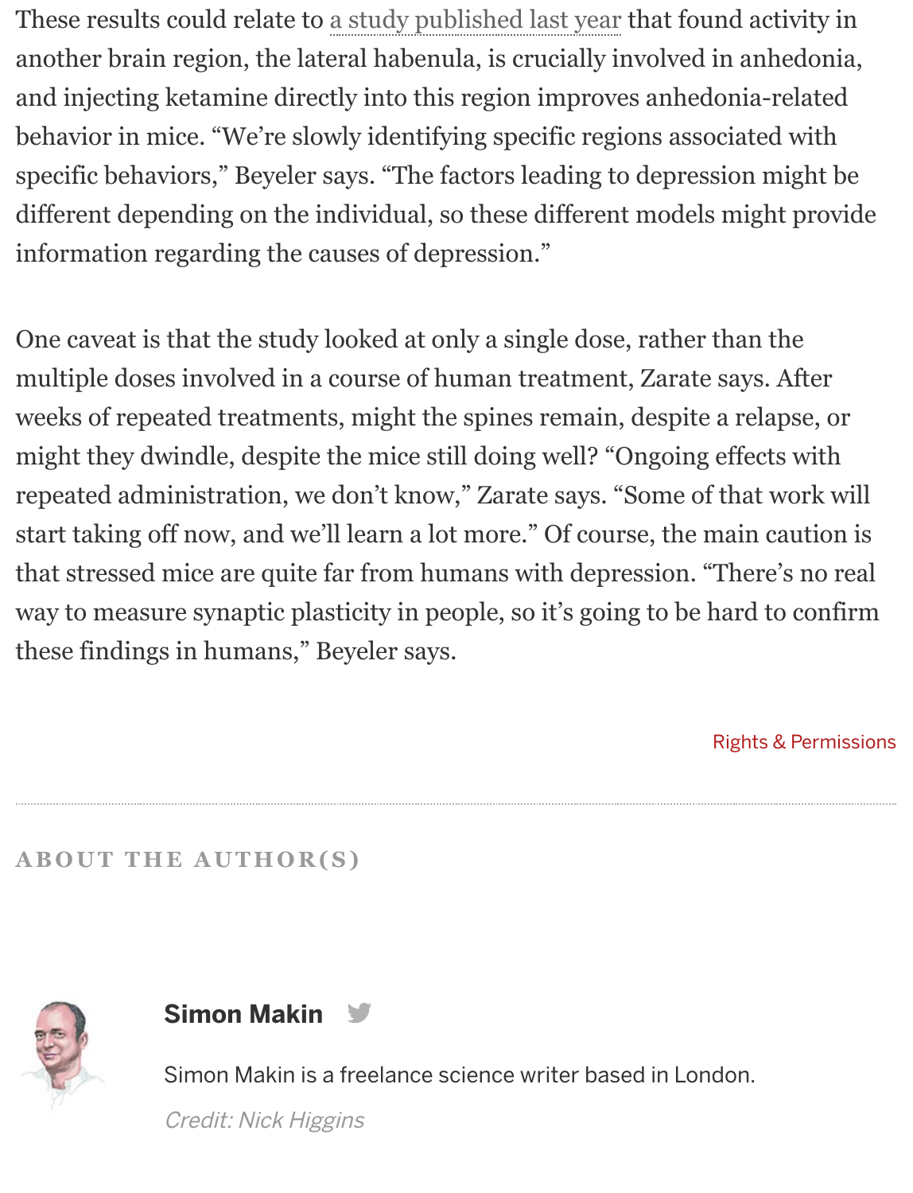These results could relate to a study published last year that found activity in another brain region, the lateral habenula, is crucially involved in anhedonia, and injecting ketamine directly into this region improves anhedonia-related behavior in mice. "We're slowly identifying specific regions associated with specific behaviors," Beyeler says. "The factors leading to depression might be different depending on the individual, so these different models might provide information regarding the causes of depression."

One caveat is that the study looked at only a single dose, rather than the multiple doses involved in a course of human treatment, Zarate says. After weeks of repeated treatments, might the spines remain, despite a relapse, or might they dwindle, despite the mice still doing well? "Ongoing effects with repeated administration, we don't know," Zarate says. "Some of that work will start taking off now, and we'll learn a lot more." Of course, the main caution is that stressed mice are quite far from humans with depression. "There's no real way to measure synaptic plasticity in people, so it's going to be hard to confirm these findings in humans," Beyeler says.

Rights & Permissions

## ABOUT THE AUTHOR(S)

**Simon Makin**

Simon Makin is a freelance science writer based in London.

*Credit: Nick Higgins*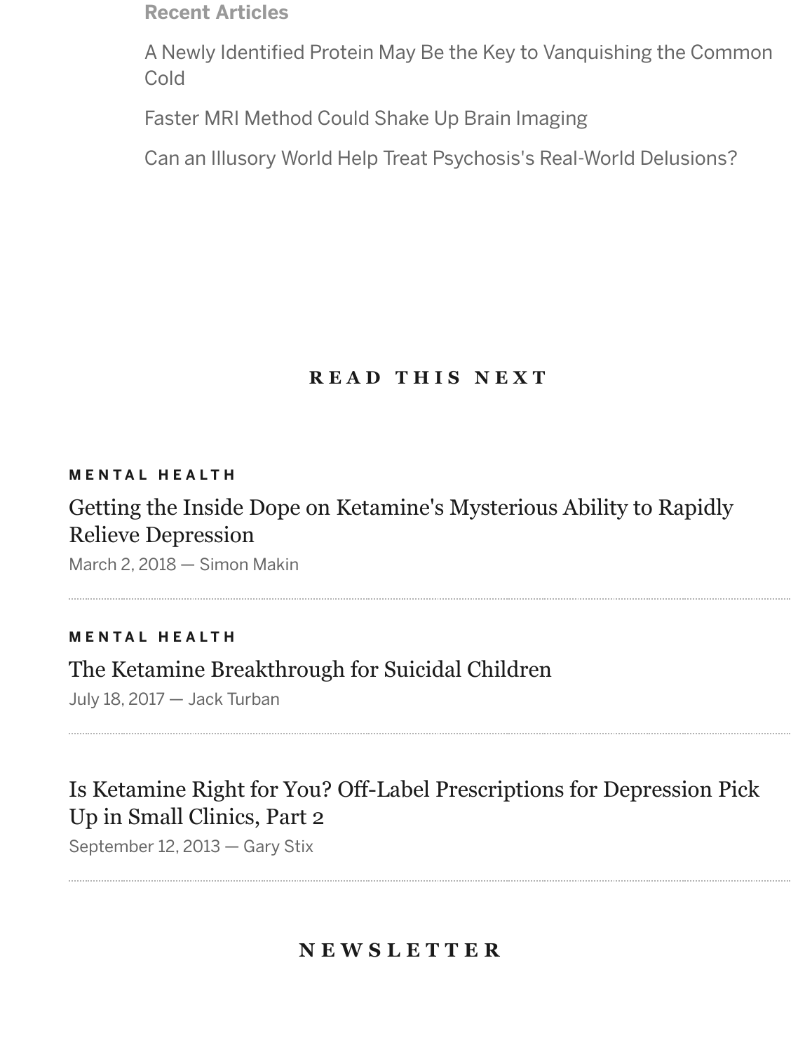**Recent Articles**

A Newly Identified Protein May Be the Key to Vanquishing the Common Cold

Faster MRI Method Could Shake Up Brain Imaging

Can an Illusory World Help Treat Psychosis's Real-World Delusions?

## READ THIS NEXT

**MENTAL HEALTH**

Getting the Inside Dope on Ketamine's Mysterious Ability to Rapidly Relieve Depression

March 2, 2018 — Simon Makin

**MENTAL HEALTH**

The Ketamine Breakthrough for Suicidal Children

July 18, 2017 — Jack Turban

Is Ketamine Right for You? Off-Label Prescriptions for Depression Pick Up in Small Clinics, Part 2

September 12, 2013 — Gary Stix

## NEWSLETTER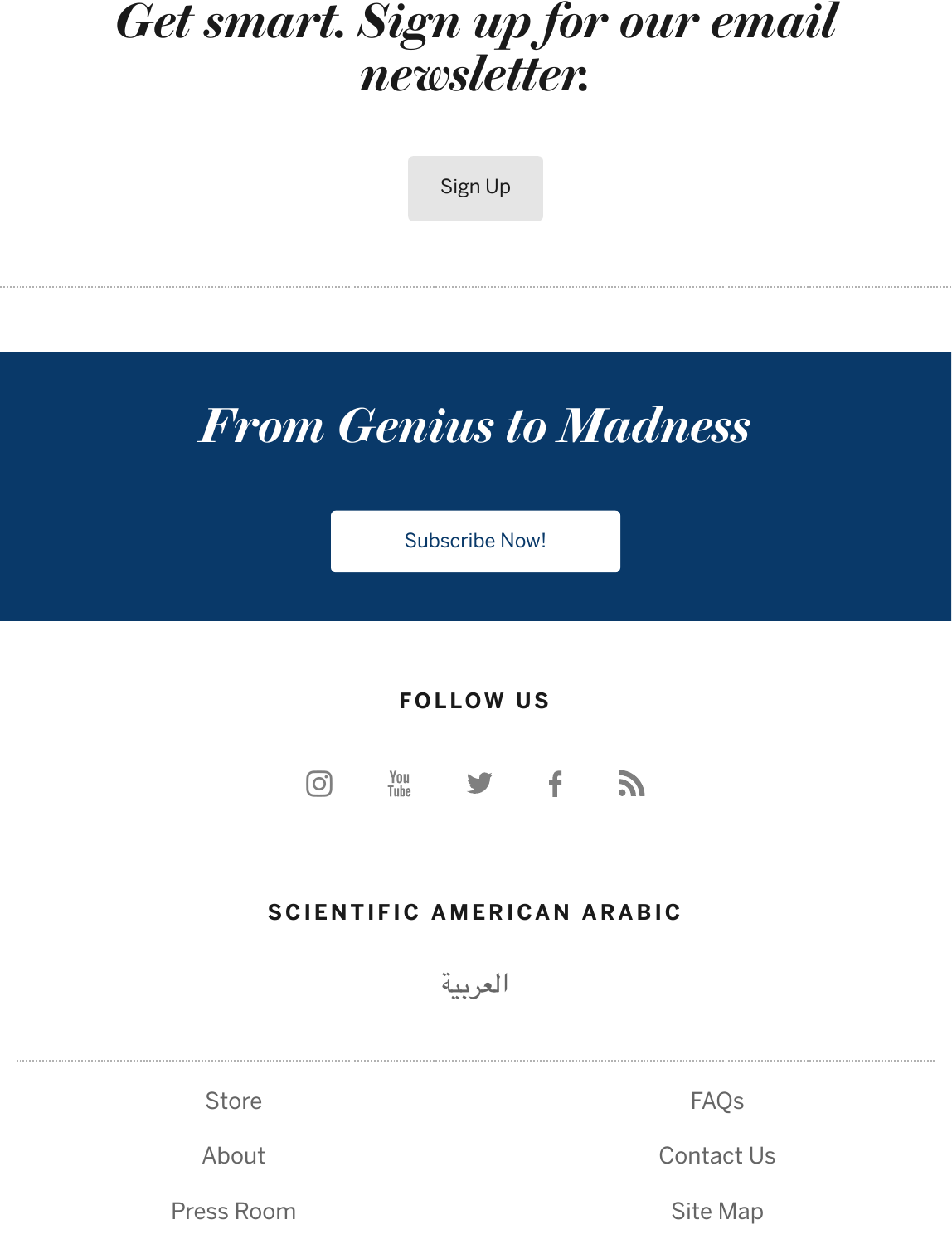# *Get smart. Sign up for our email newsletter.*

Sign Up

## *From Genius to Madness*

Subscribe Now!

**FOLLOW US**

**SCIENTIFIC AMERICAN ARABIC**

العربية

Store

About

Press Room

FAQs

Contact Us

Site Map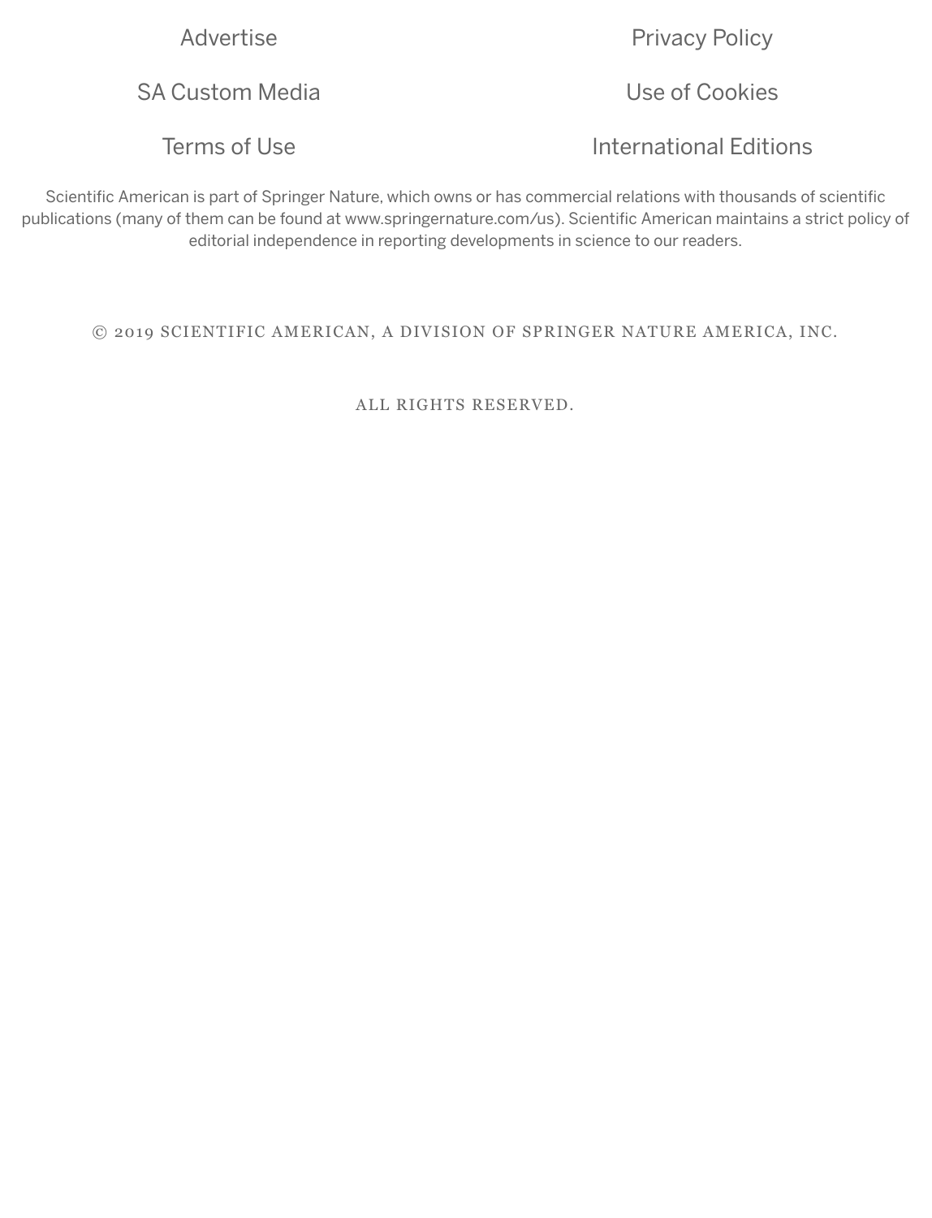Advertise

Privacy Policy

SA Custom Media

Use of Cookies

Terms of Use

International Editions

Scientific American is part of Springer Nature, which owns or has commercial relations with thousands of scientific publications (many of them can be found at www.springernature.com/us). Scientific American maintains a strict policy of editorial independence in reporting developments in science to our readers.

© 2019 SCIENTIFIC AMERICAN, A DIVISION OF SPRINGER NATURE AMERICA, INC.

ALL RIGHTS RESERVED.